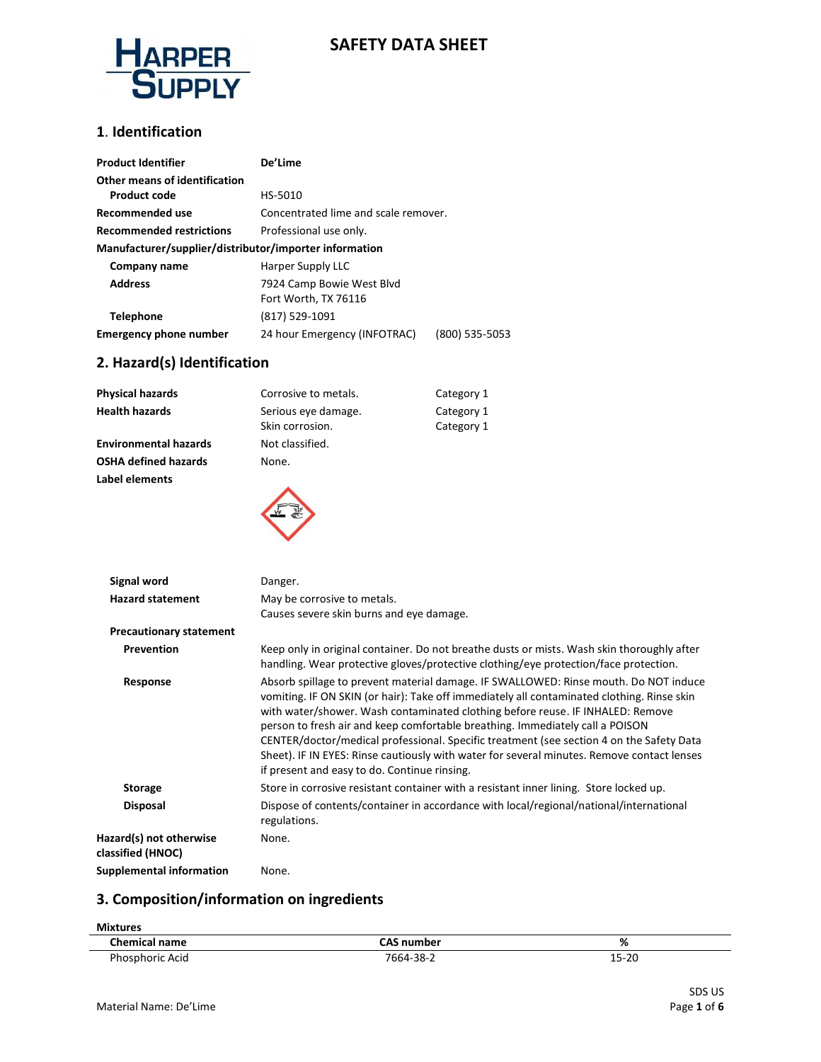# SAFETY DATA SHEET

## 1. Identification

| | | |
|---|---|---|
| **Product Identifier** | **De'Lime** | |
| **Other means of identification** | | |
| **Product code** | HS-5010 | |
| **Recommended use** | Concentrated lime and scale remover. | |
| **Recommended restrictions** | Professional use only. | |
| **Manufacturer/supplier/distributor/importer information** | | |
| **Company name** | Harper Supply LLC | |
| **Address** | 7924 Camp Bowie West Blvd<br>Fort Worth, TX 76116 | |
| **Telephone** | (817) 529-1091 | |
| **Emergency phone number** | 24 hour Emergency (INFOTRAC) | (800) 535-5053 |

## 2. Hazard(s) Identification

| | | |
|---|---|---|
| **Physical hazards** | Corrosive to metals. | Category 1 |
| **Health hazards** | Serious eye damage.<br>Skin corrosion. | Category 1<br>Category 1 |
| **Environmental hazards** | Not classified. | |
| **OSHA defined hazards** | None. | |

**Label elements**

**Signal word** Danger.

**Hazard statement** May be corrosive to metals.
Causes severe skin burns and eye damage.

**Precautionary statement**

**Prevention** Keep only in original container. Do not breathe dusts or mists. Wash skin thoroughly after handling. Wear protective gloves/protective clothing/eye protection/face protection.

**Response** Absorb spillage to prevent material damage. IF SWALLOWED: Rinse mouth. Do NOT induce vomiting. IF ON SKIN (or hair): Take off immediately all contaminated clothing. Rinse skin with water/shower. Wash contaminated clothing before reuse. IF INHALED: Remove person to fresh air and keep comfortable breathing. Immediately call a POISON CENTER/doctor/medical professional. Specific treatment (see section 4 on the Safety Data Sheet). IF IN EYES: Rinse cautiously with water for several minutes. Remove contact lenses if present and easy to do. Continue rinsing.

**Storage** Store in corrosive resistant container with a resistant inner lining. Store locked up.

**Disposal** Dispose of contents/container in accordance with local/regional/national/international regulations.

**Hazard(s) not otherwise classified (HNOC)** None.

**Supplemental information** None.

## 3. Composition/information on ingredients

**Mixtures**

| Chemical name | CAS number | % |
|---|---|---|
| Phosphoric Acid | 7664-38-2 | 15-20 |

Material Name: De'Lime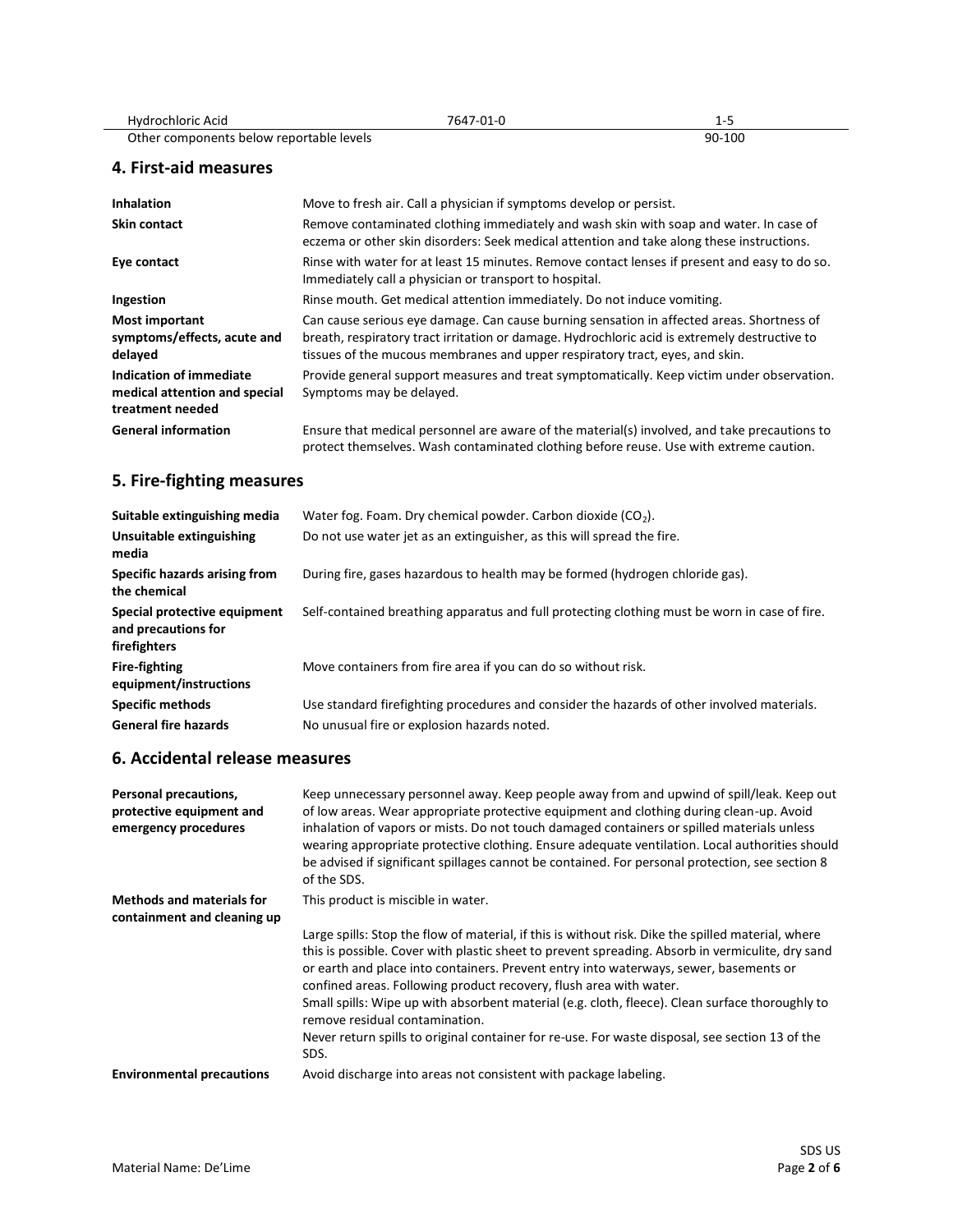| | | |
|---|---|---|
| Hydrochloric Acid | 7647-01-0 | 1-5 |
| Other components below reportable levels | | 90-100 |

## 4. First-aid measures

| | |
|---|---|
| **Inhalation** | Move to fresh air. Call a physician if symptoms develop or persist. |
| **Skin contact** | Remove contaminated clothing immediately and wash skin with soap and water. In case of eczema or other skin disorders: Seek medical attention and take along these instructions. |
| **Eye contact** | Rinse with water for at least 15 minutes. Remove contact lenses if present and easy to do so. Immediately call a physician or transport to hospital. |
| **Ingestion** | Rinse mouth. Get medical attention immediately. Do not induce vomiting. |
| **Most important symptoms/effects, acute and delayed** | Can cause serious eye damage. Can cause burning sensation in affected areas. Shortness of breath, respiratory tract irritation or damage. Hydrochloric acid is extremely destructive to tissues of the mucous membranes and upper respiratory tract, eyes, and skin. |
| **Indication of immediate medical attention and special treatment needed** | Provide general support measures and treat symptomatically. Keep victim under observation. Symptoms may be delayed. |
| **General information** | Ensure that medical personnel are aware of the material(s) involved, and take precautions to protect themselves. Wash contaminated clothing before reuse. Use with extreme caution. |

## 5. Fire-fighting measures

| | |
|---|---|
| **Suitable extinguishing media** | Water fog. Foam. Dry chemical powder. Carbon dioxide ($CO_2$). |
| **Unsuitable extinguishing media** | Do not use water jet as an extinguisher, as this will spread the fire. |
| **Specific hazards arising from the chemical** | During fire, gases hazardous to health may be formed (hydrogen chloride gas). |
| **Special protective equipment and precautions for firefighters** | Self-contained breathing apparatus and full protecting clothing must be worn in case of fire. |
| **Fire-fighting equipment/instructions** | Move containers from fire area if you can do so without risk. |
| **Specific methods** | Use standard firefighting procedures and consider the hazards of other involved materials. |
| **General fire hazards** | No unusual fire or explosion hazards noted. |

## 6. Accidental release measures

| | |
|---|---|
| **Personal precautions, protective equipment and emergency procedures** | Keep unnecessary personnel away. Keep people away from and upwind of spill/leak. Keep out of low areas. Wear appropriate protective equipment and clothing during clean-up. Avoid inhalation of vapors or mists. Do not touch damaged containers or spilled materials unless wearing appropriate protective clothing. Ensure adequate ventilation. Local authorities should be advised if significant spillages cannot be contained. For personal protection, see section 8 of the SDS. |
| **Methods and materials for containment and cleaning up** | This product is miscible in water.<br><br>Large spills: Stop the flow of material, if this is without risk. Dike the spilled material, where this is possible. Cover with plastic sheet to prevent spreading. Absorb in vermiculite, dry sand or earth and place into containers. Prevent entry into waterways, sewer, basements or confined areas. Following product recovery, flush area with water.<br>Small spills: Wipe up with absorbent material (e.g. cloth, fleece). Clean surface thoroughly to remove residual contamination.<br>Never return spills to original container for re-use. For waste disposal, see section 13 of the SDS. |
| **Environmental precautions** | Avoid discharge into areas not consistent with package labeling. |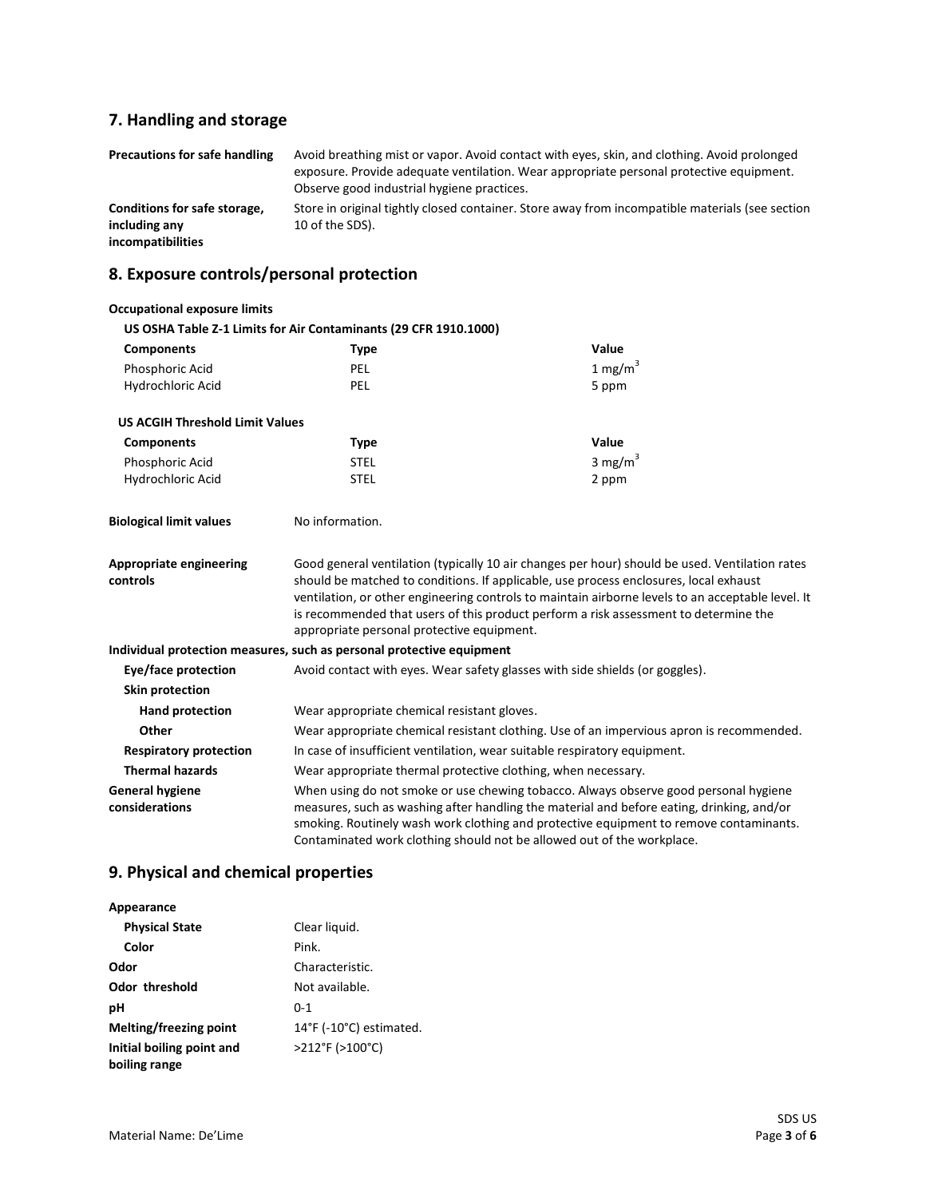## 7. Handling and storage

| | |
|---|---|
| **Precautions for safe handling** | Avoid breathing mist or vapor. Avoid contact with eyes, skin, and clothing. Avoid prolonged exposure. Provide adequate ventilation. Wear appropriate personal protective equipment. Observe good industrial hygiene practices. |
| **Conditions for safe storage, including any incompatibilities** | Store in original tightly closed container. Store away from incompatible materials (see section 10 of the SDS). |

## 8. Exposure controls/personal protection

**Occupational exposure limits**

**US OSHA Table Z-1 Limits for Air Contaminants (29 CFR 1910.1000)**

| Components | Type | Value |
|---|---|---|
| Phosphoric Acid | PEL | 1 $mg/m^3$ |
| Hydrochloric Acid | PEL | 5 ppm |

**US ACGIH Threshold Limit Values**

| Components | Type | Value |
|---|---|---|
| Phosphoric Acid | STEL | 3 $mg/m^3$ |
| Hydrochloric Acid | STEL | 2 ppm |

**Biological limit values** No information.

**Appropriate engineering controls** Good general ventilation (typically 10 air changes per hour) should be used. Ventilation rates should be matched to conditions. If applicable, use process enclosures, local exhaust ventilation, or other engineering controls to maintain airborne levels to an acceptable level. It is recommended that users of this product perform a risk assessment to determine the appropriate personal protective equipment.

**Individual protection measures, such as personal protective equipment**

**Eye/face protection** Avoid contact with eyes. Wear safety glasses with side shields (or goggles).

**Skin protection**

**Hand protection** Wear appropriate chemical resistant gloves.

**Other** Wear appropriate chemical resistant clothing. Use of an impervious apron is recommended.

**Respiratory protection** In case of insufficient ventilation, wear suitable respiratory equipment.

**Thermal hazards** Wear appropriate thermal protective clothing, when necessary.

**General hygiene considerations** When using do not smoke or use chewing tobacco. Always observe good personal hygiene measures, such as washing after handling the material and before eating, drinking, and/or smoking. Routinely wash work clothing and protective equipment to remove contaminants. Contaminated work clothing should not be allowed out of the workplace.

## 9. Physical and chemical properties

**Appearance**

| | |
|---|---|
| **Physical State** | Clear liquid. |
| **Color** | Pink. |
| **Odor** | Characteristic. |
| **Odor threshold** | Not available. |
| **pH** | 0-1 |
| **Melting/freezing point** | 14°F (-10°C) estimated. |
| **Initial boiling point and boiling range** | >212°F (>100°C) |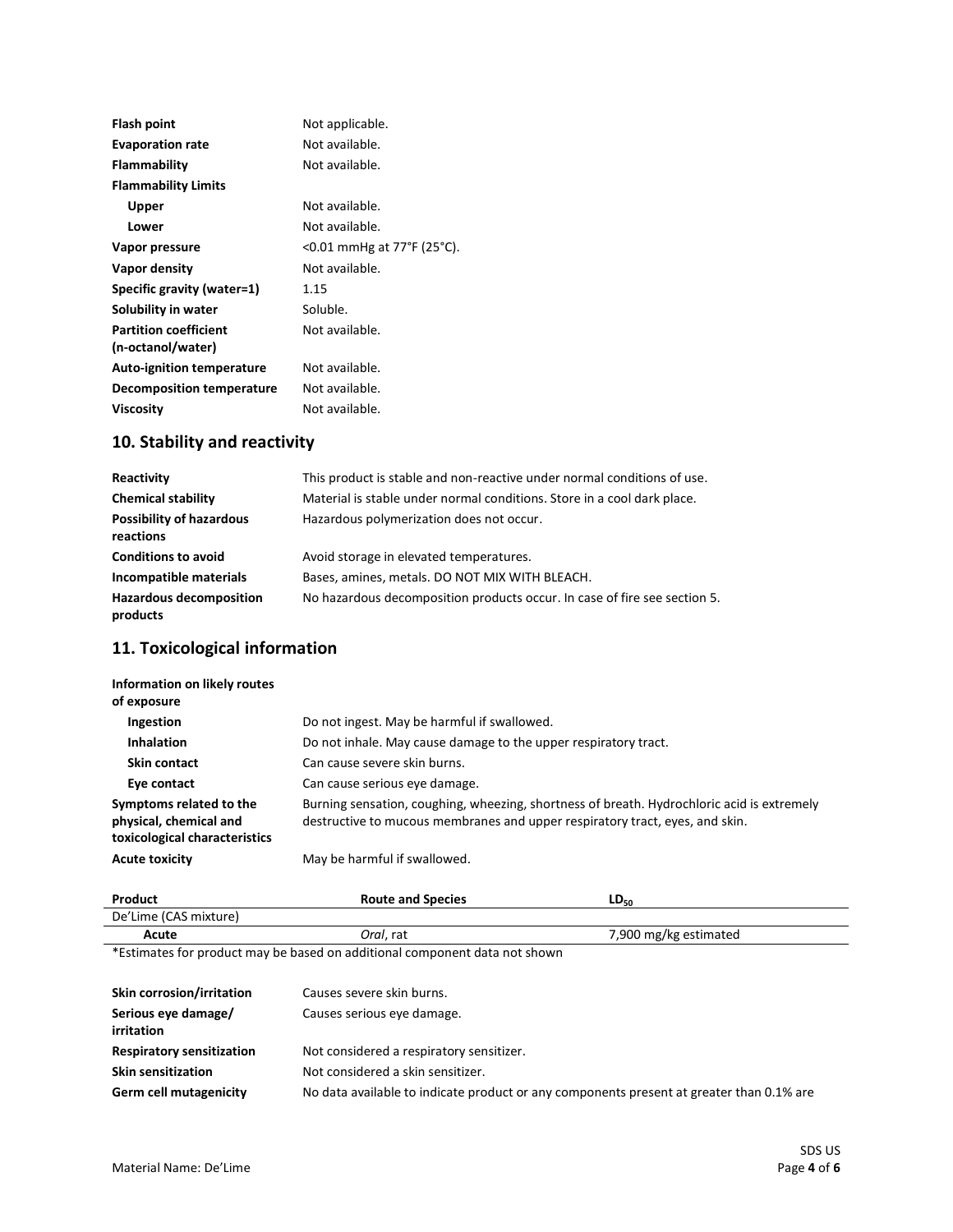| | |
|---|---|
| **Flash point** | Not applicable. |
| **Evaporation rate** | Not available. |
| **Flammability** | Not available. |
| **Flammability Limits** | |
| **Upper** | Not available. |
| **Lower** | Not available. |
| **Vapor pressure** | <0.01 mmHg at 77°F (25°C). |
| **Vapor density** | Not available. |
| **Specific gravity (water=1)** | 1.15 |
| **Solubility in water** | Soluble. |
| **Partition coefficient (n-octanol/water)** | Not available. |
| **Auto-ignition temperature** | Not available. |
| **Decomposition temperature** | Not available. |
| **Viscosity** | Not available. |

## 10. Stability and reactivity

| | |
|---|---|
| **Reactivity** | This product is stable and non-reactive under normal conditions of use. |
| **Chemical stability** | Material is stable under normal conditions. Store in a cool dark place. |
| **Possibility of hazardous reactions** | Hazardous polymerization does not occur. |
| **Conditions to avoid** | Avoid storage in elevated temperatures. |
| **Incompatible materials** | Bases, amines, metals. DO NOT MIX WITH BLEACH. |
| **Hazardous decomposition products** | No hazardous decomposition products occur. In case of fire see section 5. |

## 11. Toxicological information

| | |
|---|---|
| **Information on likely routes of exposure** | |
| **Ingestion** | Do not ingest. May be harmful if swallowed. |
| **Inhalation** | Do not inhale. May cause damage to the upper respiratory tract. |
| **Skin contact** | Can cause severe skin burns. |
| **Eye contact** | Can cause serious eye damage. |
| **Symptoms related to the physical, chemical and toxicological characteristics** | Burning sensation, coughing, wheezing, shortness of breath. Hydrochloric acid is extremely destructive to mucous membranes and upper respiratory tract, eyes, and skin. |
| **Acute toxicity** | May be harmful if swallowed. |

| Product | Route and Species | $LD_{50}$ |
|---|---|---|
| De'Lime (CAS mixture) | | |
| **Acute** | *Oral*, rat | 7,900 mg/kg estimated |

*Estimates for product may be based on additional component data not shown

| | |
|---|---|
| **Skin corrosion/irritation** | Causes severe skin burns. |
| **Serious eye damage/ irritation** | Causes serious eye damage. |
| **Respiratory sensitization** | Not considered a respiratory sensitizer. |
| **Skin sensitization** | Not considered a skin sensitizer. |
| **Germ cell mutagenicity** | No data available to indicate product or any components present at greater than 0.1% are |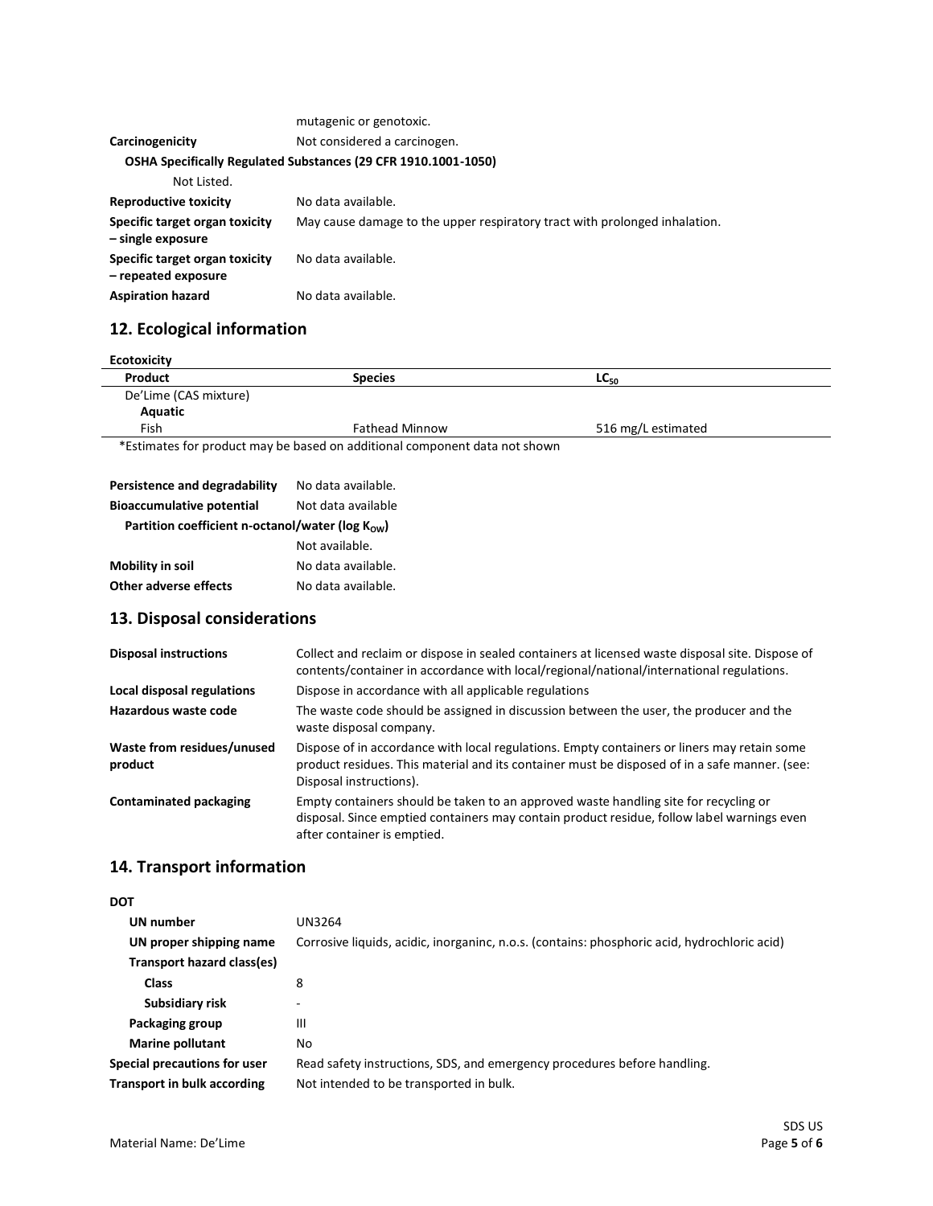mutagenic or genotoxic.

| | |
|---|---|
| **Carcinogenicity** | Not considered a carcinogen. |

**OSHA Specifically Regulated Substances (29 CFR 1910.1001-1050)**

Not Listed.

| | |
|---|---|
| **Reproductive toxicity** | No data available. |
| **Specific target organ toxicity – single exposure** | May cause damage to the upper respiratory tract with prolonged inhalation. |
| **Specific target organ toxicity – repeated exposure** | No data available. |
| **Aspiration hazard** | No data available. |

## 12. Ecological information

**Ecotoxicity**

| Product | Species | $LC_{50}$ |
|---|---|---|
| De'Lime (CAS mixture) | | |
| **Aquatic** | | |
| Fish | Fathead Minnow | 516 mg/L estimated |

*Estimates for product may be based on additional component data not shown

| | |
|---|---|
| **Persistence and degradability** | No data available. |
| **Bioaccumulative potential** | Not data available |

**Partition coefficient n-octanol/water (log $K_{OW}$)**

Not available.

| | |
|---|---|
| **Mobility in soil** | No data available. |
| **Other adverse effects** | No data available. |

## 13. Disposal considerations

| | |
|---|---|
| **Disposal instructions** | Collect and reclaim or dispose in sealed containers at licensed waste disposal site. Dispose of contents/container in accordance with local/regional/national/international regulations. |
| **Local disposal regulations** | Dispose in accordance with all applicable regulations |
| **Hazardous waste code** | The waste code should be assigned in discussion between the user, the producer and the waste disposal company. |
| **Waste from residues/unused product** | Dispose of in accordance with local regulations. Empty containers or liners may retain some product residues. This material and its container must be disposed of in a safe manner. (see: Disposal instructions). |
| **Contaminated packaging** | Empty containers should be taken to an approved waste handling site for recycling or disposal. Since emptied containers may contain product residue, follow label warnings even after container is emptied. |

## 14. Transport information

**DOT**

| | |
|---|---|
| **UN number** | UN3264 |
| **UN proper shipping name** | Corrosive liquids, acidic, inorganinc, n.o.s. (contains: phosphoric acid, hydrochloric acid) |
| **Transport hazard class(es)** | |
| **Class** | 8 |
| **Subsidiary risk** | - |
| **Packaging group** | III |
| **Marine pollutant** | No |
| **Special precautions for user** | Read safety instructions, SDS, and emergency procedures before handling. |
| **Transport in bulk according** | Not intended to be transported in bulk. |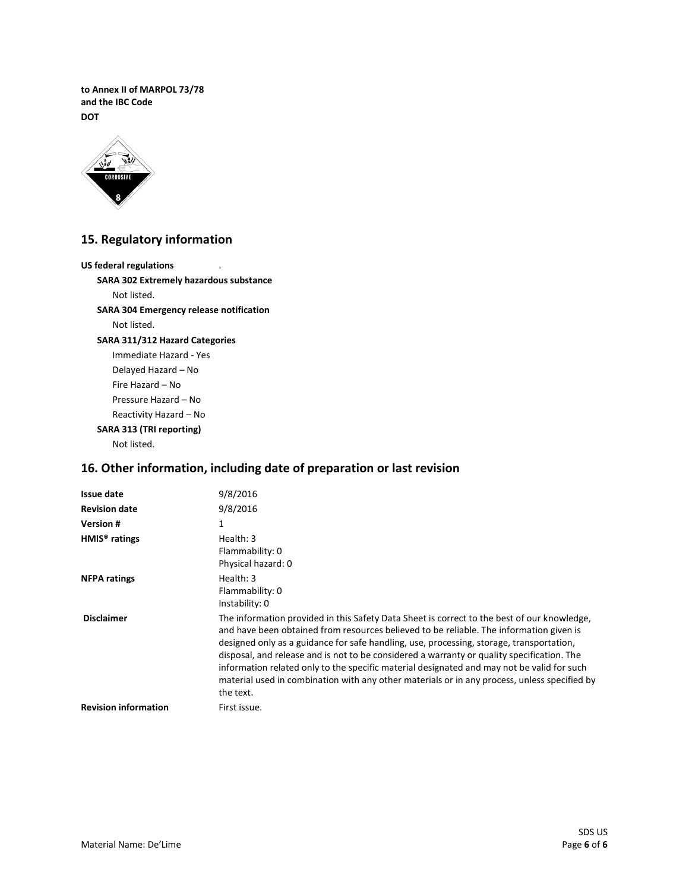**to Annex II of MARPOL 73/78 and the IBC Code**

**DOT**

## 15. Regulatory information

**US federal regulations** .

**SARA 302 Extremely hazardous substance**

Not listed.

**SARA 304 Emergency release notification**

Not listed.

**SARA 311/312 Hazard Categories**

Immediate Hazard - Yes

Delayed Hazard – No

Fire Hazard – No

Pressure Hazard – No

Reactivity Hazard – No

**SARA 313 (TRI reporting)**

Not listed.

## 16. Other information, including date of preparation or last revision

| | |
|---|---|
| **Issue date** | 9/8/2016 |
| **Revision date** | 9/8/2016 |
| **Version #** | 1 |
| **HMIS® ratings** | Health: 3<br>Flammability: 0<br>Physical hazard: 0 |
| **NFPA ratings** | Health: 3<br>Flammability: 0<br>Instability: 0 |
| **Disclaimer** | The information provided in this Safety Data Sheet is correct to the best of our knowledge, and have been obtained from resources believed to be reliable. The information given is designed only as a guidance for safe handling, use, processing, storage, transportation, disposal, and release and is not to be considered a warranty or quality specification. The information related only to the specific material designated and may not be valid for such material used in combination with any other materials or in any process, unless specified by the text. |
| **Revision information** | First issue. |